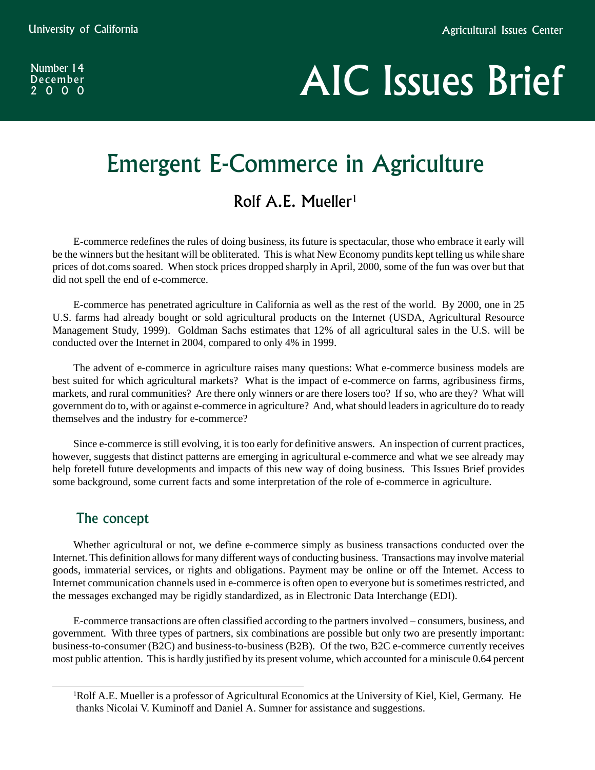University of California

Agricultural Issues Center

Number 14
December
2000

# AIC Issues Brief

## Emergent E-Commerce in Agriculture

### Rolf A.E. Mueller[1]

E-commerce redefines the rules of doing business, its future is spectacular, those who embrace it early will be the winners but the hesitant will be obliterated. This is what New Economy pundits kept telling us while share prices of dot.coms soared. When stock prices dropped sharply in April, 2000, some of the fun was over but that did not spell the end of e-commerce.

E-commerce has penetrated agriculture in California as well as the rest of the world. By 2000, one in 25 U.S. farms had already bought or sold agricultural products on the Internet (USDA, Agricultural Resource Management Study, 1999). Goldman Sachs estimates that 12% of all agricultural sales in the U.S. will be conducted over the Internet in 2004, compared to only 4% in 1999.

The advent of e-commerce in agriculture raises many questions: What e-commerce business models are best suited for which agricultural markets? What is the impact of e-commerce on farms, agribusiness firms, markets, and rural communities? Are there only winners or are there losers too? If so, who are they? What will government do to, with or against e-commerce in agriculture? And, what should leaders in agriculture do to ready themselves and the industry for e-commerce?

Since e-commerce is still evolving, it is too early for definitive answers. An inspection of current practices, however, suggests that distinct patterns are emerging in agricultural e-commerce and what we see already may help foretell future developments and impacts of this new way of doing business. This Issues Brief provides some background, some current facts and some interpretation of the role of e-commerce in agriculture.

### The concept

Whether agricultural or not, we define e-commerce simply as business transactions conducted over the Internet. This definition allows for many different ways of conducting business. Transactions may involve material goods, immaterial services, or rights and obligations. Payment may be online or off the Internet. Access to Internet communication channels used in e-commerce is often open to everyone but is sometimes restricted, and the messages exchanged may be rigidly standardized, as in Electronic Data Interchange (EDI).

E-commerce transactions are often classified according to the partners involved – consumers, business, and government. With three types of partners, six combinations are possible but only two are presently important: business-to-consumer (B2C) and business-to-business (B2B). Of the two, B2C e-commerce currently receives most public attention. This is hardly justified by its present volume, which accounted for a miniscule 0.64 percent

---

[1]Rolf A.E. Mueller is a professor of Agricultural Economics at the University of Kiel, Kiel, Germany. He thanks Nicolai V. Kuminoff and Daniel A. Sumner for assistance and suggestions.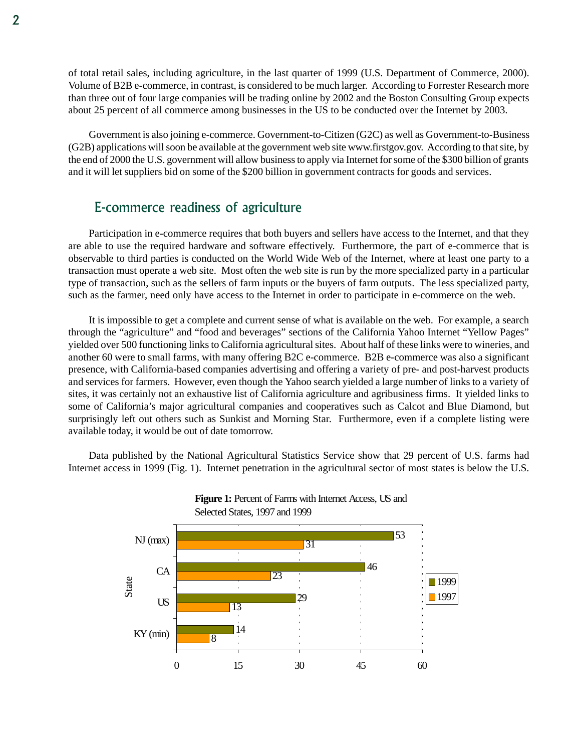of total retail sales, including agriculture, in the last quarter of 1999 (U.S. Department of Commerce, 2000). Volume of B2B e-commerce, in contrast, is considered to be much larger. According to Forrester Research more than three out of four large companies will be trading online by 2002 and the Boston Consulting Group expects about 25 percent of all commerce among businesses in the US to be conducted over the Internet by 2003.

Government is also joining e-commerce. Government-to-Citizen (G2C) as well as Government-to-Business (G2B) applications will soon be available at the government web site www.firstgov.gov. According to that site, by the end of 2000 the U.S. government will allow business to apply via Internet for some of the $300 billion of grants and it will let suppliers bid on some of the $200 billion in government contracts for goods and services.

## E-commerce readiness of agriculture

Participation in e-commerce requires that both buyers and sellers have access to the Internet, and that they are able to use the required hardware and software effectively. Furthermore, the part of e-commerce that is observable to third parties is conducted on the World Wide Web of the Internet, where at least one party to a transaction must operate a web site. Most often the web site is run by the more specialized party in a particular type of transaction, such as the sellers of farm inputs or the buyers of farm outputs. The less specialized party, such as the farmer, need only have access to the Internet in order to participate in e-commerce on the web.

It is impossible to get a complete and current sense of what is available on the web. For example, a search through the “agriculture” and “food and beverages” sections of the California Yahoo Internet “Yellow Pages” yielded over 500 functioning links to California agricultural sites. About half of these links were to wineries, and another 60 were to small farms, with many offering B2C e-commerce. B2B e-commerce was also a significant presence, with California-based companies advertising and offering a variety of pre- and post-harvest products and services for farmers. However, even though the Yahoo search yielded a large number of links to a variety of sites, it was certainly not an exhaustive list of California agriculture and agribusiness firms. It yielded links to some of California’s major agricultural companies and cooperatives such as Calcot and Blue Diamond, but surprisingly left out others such as Sunkist and Morning Star. Furthermore, even if a complete listing were available today, it would be out of date tomorrow.

Data published by the National Agricultural Statistics Service show that 29 percent of U.S. farms had Internet access in 1999 (Fig. 1). Internet penetration in the agricultural sector of most states is below the U.S.

**Figure 1:** Percent of Farms with Internet Access, US and Selected States, 1997 and 1999

| State | 1999 | 1997 |
|---|---|---|
| NJ (max) | 53 | 31 |
| CA | 46 | 23 |
| US | 29 | 13 |
| KY (min) | 14 | 8 |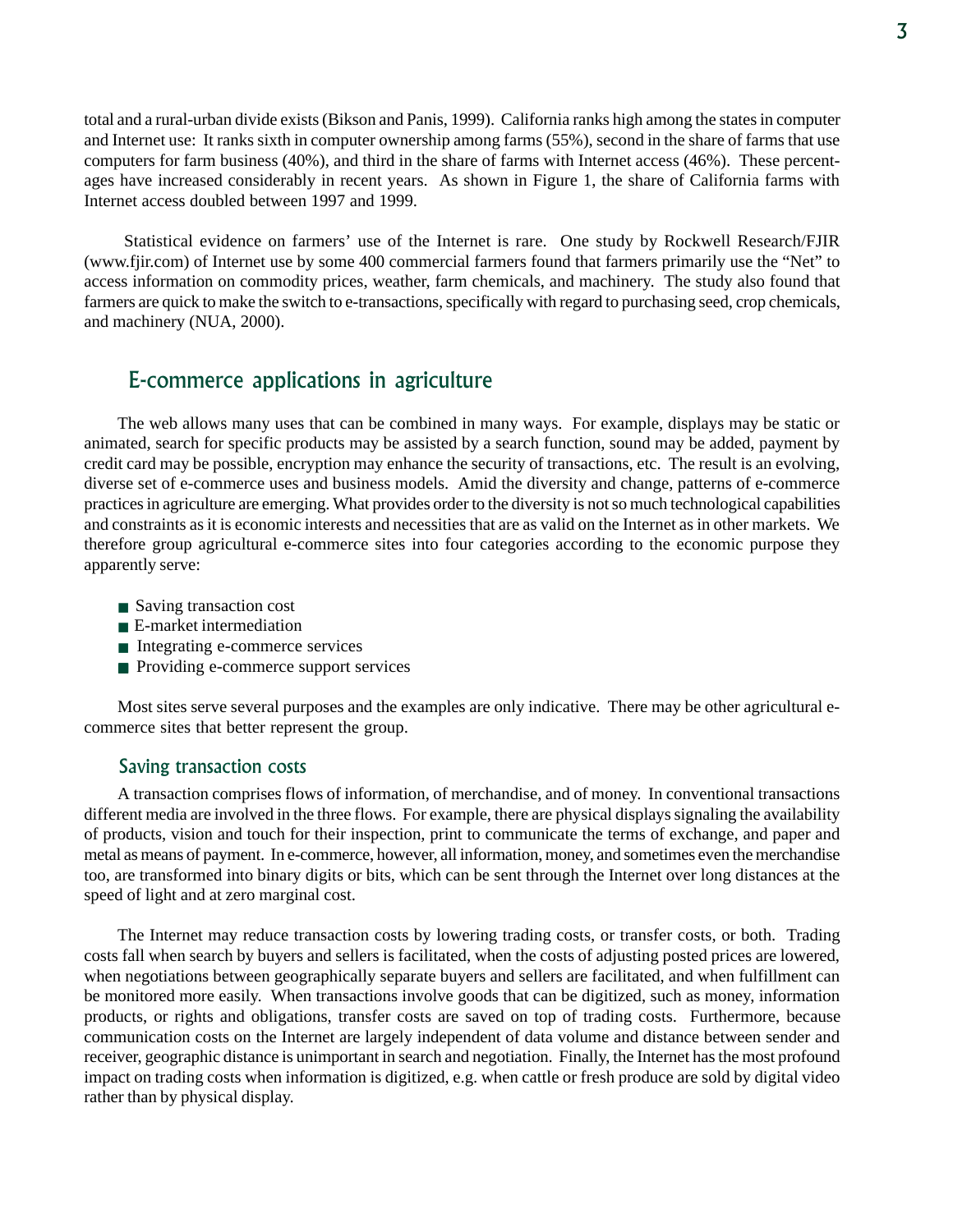total and a rural-urban divide exists (Bikson and Panis, 1999). California ranks high among the states in computer and Internet use: It ranks sixth in computer ownership among farms (55%), second in the share of farms that use computers for farm business (40%), and third in the share of farms with Internet access (46%). These percentages have increased considerably in recent years. As shown in Figure 1, the share of California farms with Internet access doubled between 1997 and 1999.

Statistical evidence on farmers' use of the Internet is rare. One study by Rockwell Research/FJIR (www.fjir.com) of Internet use by some 400 commercial farmers found that farmers primarily use the "Net" to access information on commodity prices, weather, farm chemicals, and machinery. The study also found that farmers are quick to make the switch to e-transactions, specifically with regard to purchasing seed, crop chemicals, and machinery (NUA, 2000).

## E-commerce applications in agriculture

The web allows many uses that can be combined in many ways. For example, displays may be static or animated, search for specific products may be assisted by a search function, sound may be added, payment by credit card may be possible, encryption may enhance the security of transactions, etc. The result is an evolving, diverse set of e-commerce uses and business models. Amid the diversity and change, patterns of e-commerce practices in agriculture are emerging. What provides order to the diversity is not so much technological capabilities and constraints as it is economic interests and necessities that are as valid on the Internet as in other markets. We therefore group agricultural e-commerce sites into four categories according to the economic purpose they apparently serve:

- Saving transaction cost
- E-market intermediation
- Integrating e-commerce services
- Providing e-commerce support services

Most sites serve several purposes and the examples are only indicative. There may be other agricultural e-commerce sites that better represent the group.

### Saving transaction costs

A transaction comprises flows of information, of merchandise, and of money. In conventional transactions different media are involved in the three flows. For example, there are physical displays signaling the availability of products, vision and touch for their inspection, print to communicate the terms of exchange, and paper and metal as means of payment. In e-commerce, however, all information, money, and sometimes even the merchandise too, are transformed into binary digits or bits, which can be sent through the Internet over long distances at the speed of light and at zero marginal cost.

The Internet may reduce transaction costs by lowering trading costs, or transfer costs, or both. Trading costs fall when search by buyers and sellers is facilitated, when the costs of adjusting posted prices are lowered, when negotiations between geographically separate buyers and sellers are facilitated, and when fulfillment can be monitored more easily. When transactions involve goods that can be digitized, such as money, information products, or rights and obligations, transfer costs are saved on top of trading costs. Furthermore, because communication costs on the Internet are largely independent of data volume and distance between sender and receiver, geographic distance is unimportant in search and negotiation. Finally, the Internet has the most profound impact on trading costs when information is digitized, e.g. when cattle or fresh produce are sold by digital video rather than by physical display.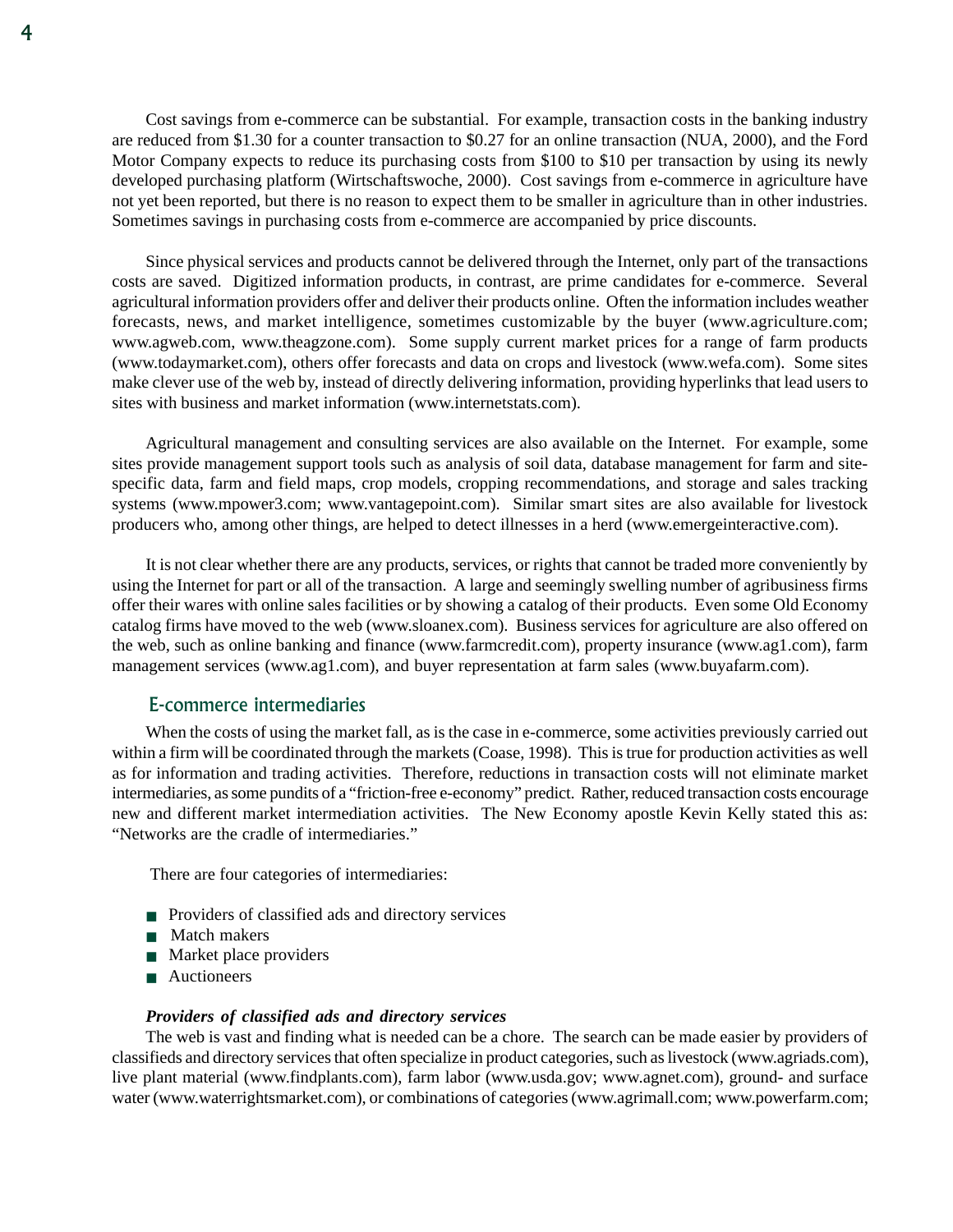Cost savings from e-commerce can be substantial. For example, transaction costs in the banking industry are reduced from $1.30 for a counter transaction to $0.27 for an online transaction (NUA, 2000), and the Ford Motor Company expects to reduce its purchasing costs from $100 to $10 per transaction by using its newly developed purchasing platform (Wirtschaftswoche, 2000). Cost savings from e-commerce in agriculture have not yet been reported, but there is no reason to expect them to be smaller in agriculture than in other industries. Sometimes savings in purchasing costs from e-commerce are accompanied by price discounts.

Since physical services and products cannot be delivered through the Internet, only part of the transactions costs are saved. Digitized information products, in contrast, are prime candidates for e-commerce. Several agricultural information providers offer and deliver their products online. Often the information includes weather forecasts, news, and market intelligence, sometimes customizable by the buyer (www.agriculture.com; www.agweb.com, www.theagzone.com). Some supply current market prices for a range of farm products (www.todaymarket.com), others offer forecasts and data on crops and livestock (www.wefa.com). Some sites make clever use of the web by, instead of directly delivering information, providing hyperlinks that lead users to sites with business and market information (www.internetstats.com).

Agricultural management and consulting services are also available on the Internet. For example, some sites provide management support tools such as analysis of soil data, database management for farm and site-specific data, farm and field maps, crop models, cropping recommendations, and storage and sales tracking systems (www.mpower3.com; www.vantagepoint.com). Similar smart sites are also available for livestock producers who, among other things, are helped to detect illnesses in a herd (www.emergeinteractive.com).

It is not clear whether there are any products, services, or rights that cannot be traded more conveniently by using the Internet for part or all of the transaction. A large and seemingly swelling number of agribusiness firms offer their wares with online sales facilities or by showing a catalog of their products. Even some Old Economy catalog firms have moved to the web (www.sloanex.com). Business services for agriculture are also offered on the web, such as online banking and finance (www.farmcredit.com), property insurance (www.ag1.com), farm management services (www.ag1.com), and buyer representation at farm sales (www.buyafarm.com).

## E-commerce intermediaries

When the costs of using the market fall, as is the case in e-commerce, some activities previously carried out within a firm will be coordinated through the markets (Coase, 1998). This is true for production activities as well as for information and trading activities. Therefore, reductions in transaction costs will not eliminate market intermediaries, as some pundits of a "friction-free e-economy" predict. Rather, reduced transaction costs encourage new and different market intermediation activities. The New Economy apostle Kevin Kelly stated this as: "Networks are the cradle of intermediaries."

There are four categories of intermediaries:

- Providers of classified ads and directory services
- Match makers
- Market place providers
- Auctioneers

***Providers of classified ads and directory services***

The web is vast and finding what is needed can be a chore. The search can be made easier by providers of classifieds and directory services that often specialize in product categories, such as livestock (www.agriads.com), live plant material (www.findplants.com), farm labor (www.usda.gov; www.agnet.com), ground- and surface water (www.waterrightsmarket.com), or combinations of categories (www.agrimall.com; www.powerfarm.com;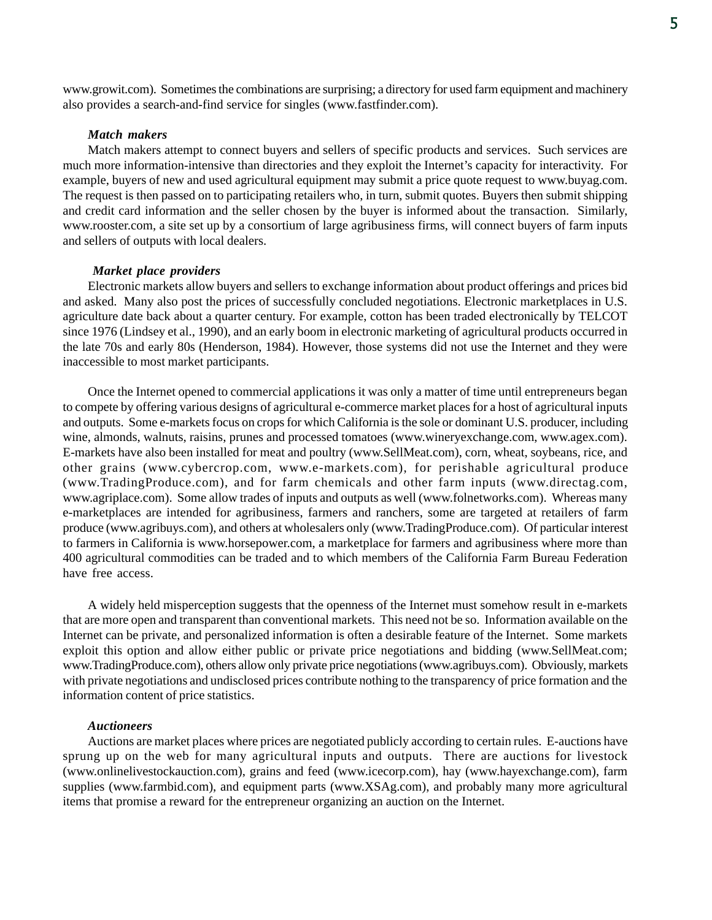www.growit.com). Sometimes the combinations are surprising; a directory for used farm equipment and machinery also provides a search-and-find service for singles (www.fastfinder.com).

### *Match makers*

Match makers attempt to connect buyers and sellers of specific products and services. Such services are much more information-intensive than directories and they exploit the Internet's capacity for interactivity. For example, buyers of new and used agricultural equipment may submit a price quote request to www.buyag.com. The request is then passed on to participating retailers who, in turn, submit quotes. Buyers then submit shipping and credit card information and the seller chosen by the buyer is informed about the transaction. Similarly, www.rooster.com, a site set up by a consortium of large agribusiness firms, will connect buyers of farm inputs and sellers of outputs with local dealers.

### *Market place providers*

Electronic markets allow buyers and sellers to exchange information about product offerings and prices bid and asked. Many also post the prices of successfully concluded negotiations. Electronic marketplaces in U.S. agriculture date back about a quarter century. For example, cotton has been traded electronically by TELCOT since 1976 (Lindsey et al., 1990), and an early boom in electronic marketing of agricultural products occurred in the late 70s and early 80s (Henderson, 1984). However, those systems did not use the Internet and they were inaccessible to most market participants.

Once the Internet opened to commercial applications it was only a matter of time until entrepreneurs began to compete by offering various designs of agricultural e-commerce market places for a host of agricultural inputs and outputs. Some e-markets focus on crops for which California is the sole or dominant U.S. producer, including wine, almonds, walnuts, raisins, prunes and processed tomatoes (www.wineryexchange.com, www.agex.com). E-markets have also been installed for meat and poultry (www.SellMeat.com), corn, wheat, soybeans, rice, and other grains (www.cybercrop.com, www.e-markets.com), for perishable agricultural produce (www.TradingProduce.com), and for farm chemicals and other farm inputs (www.directag.com, www.agriplace.com). Some allow trades of inputs and outputs as well (www.folnetworks.com). Whereas many e-marketplaces are intended for agribusiness, farmers and ranchers, some are targeted at retailers of farm produce (www.agribuys.com), and others at wholesalers only (www.TradingProduce.com). Of particular interest to farmers in California is www.horsepower.com, a marketplace for farmers and agribusiness where more than 400 agricultural commodities can be traded and to which members of the California Farm Bureau Federation have free access.

A widely held misperception suggests that the openness of the Internet must somehow result in e-markets that are more open and transparent than conventional markets. This need not be so. Information available on the Internet can be private, and personalized information is often a desirable feature of the Internet. Some markets exploit this option and allow either public or private price negotiations and bidding (www.SellMeat.com; www.TradingProduce.com), others allow only private price negotiations (www.agribuys.com). Obviously, markets with private negotiations and undisclosed prices contribute nothing to the transparency of price formation and the information content of price statistics.

### *Auctioneers*

Auctions are market places where prices are negotiated publicly according to certain rules. E-auctions have sprung up on the web for many agricultural inputs and outputs. There are auctions for livestock (www.onlinelivestockauction.com), grains and feed (www.icecorp.com), hay (www.hayexchange.com), farm supplies (www.farmbid.com), and equipment parts (www.XSAg.com), and probably many more agricultural items that promise a reward for the entrepreneur organizing an auction on the Internet.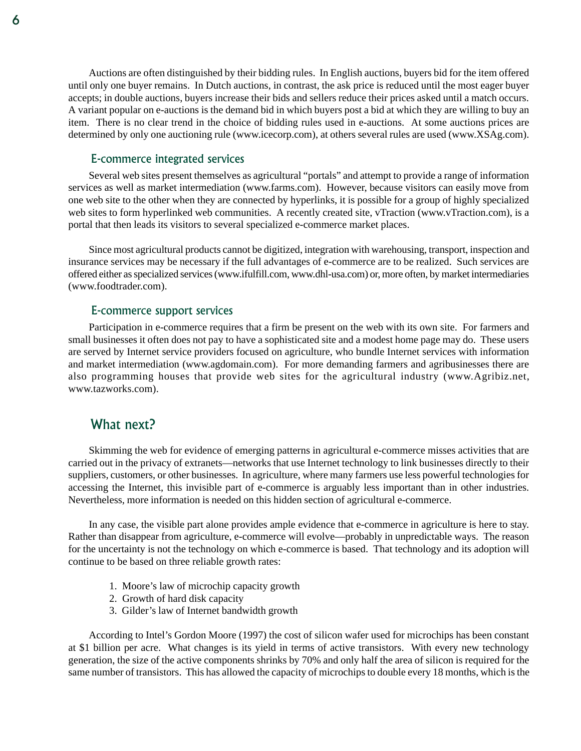Auctions are often distinguished by their bidding rules. In English auctions, buyers bid for the item offered until only one buyer remains. In Dutch auctions, in contrast, the ask price is reduced until the most eager buyer accepts; in double auctions, buyers increase their bids and sellers reduce their prices asked until a match occurs. A variant popular on e-auctions is the demand bid in which buyers post a bid at which they are willing to buy an item. There is no clear trend in the choice of bidding rules used in e-auctions. At some auctions prices are determined by only one auctioning rule (www.icecorp.com), at others several rules are used (www.XSAg.com).

### E-commerce integrated services

Several web sites present themselves as agricultural "portals" and attempt to provide a range of information services as well as market intermediation (www.farms.com). However, because visitors can easily move from one web site to the other when they are connected by hyperlinks, it is possible for a group of highly specialized web sites to form hyperlinked web communities. A recently created site, vTraction (www.vTraction.com), is a portal that then leads its visitors to several specialized e-commerce market places.

Since most agricultural products cannot be digitized, integration with warehousing, transport, inspection and insurance services may be necessary if the full advantages of e-commerce are to be realized. Such services are offered either as specialized services (www.ifulfill.com, www.dhl-usa.com) or, more often, by market intermediaries (www.foodtrader.com).

### E-commerce support services

Participation in e-commerce requires that a firm be present on the web with its own site. For farmers and small businesses it often does not pay to have a sophisticated site and a modest home page may do. These users are served by Internet service providers focused on agriculture, who bundle Internet services with information and market intermediation (www.agdomain.com). For more demanding farmers and agribusinesses there are also programming houses that provide web sites for the agricultural industry (www.Agribiz.net, www.tazworks.com).

## What next?

Skimming the web for evidence of emerging patterns in agricultural e-commerce misses activities that are carried out in the privacy of extranets—networks that use Internet technology to link businesses directly to their suppliers, customers, or other businesses. In agriculture, where many farmers use less powerful technologies for accessing the Internet, this invisible part of e-commerce is arguably less important than in other industries. Nevertheless, more information is needed on this hidden section of agricultural e-commerce.

In any case, the visible part alone provides ample evidence that e-commerce in agriculture is here to stay. Rather than disappear from agriculture, e-commerce will evolve—probably in unpredictable ways. The reason for the uncertainty is not the technology on which e-commerce is based. That technology and its adoption will continue to be based on three reliable growth rates:

1. Moore's law of microchip capacity growth
2. Growth of hard disk capacity
3. Gilder's law of Internet bandwidth growth

According to Intel's Gordon Moore (1997) the cost of silicon wafer used for microchips has been constant at $1 billion per acre. What changes is its yield in terms of active transistors. With every new technology generation, the size of the active components shrinks by 70% and only half the area of silicon is required for the same number of transistors. This has allowed the capacity of microchips to double every 18 months, which is the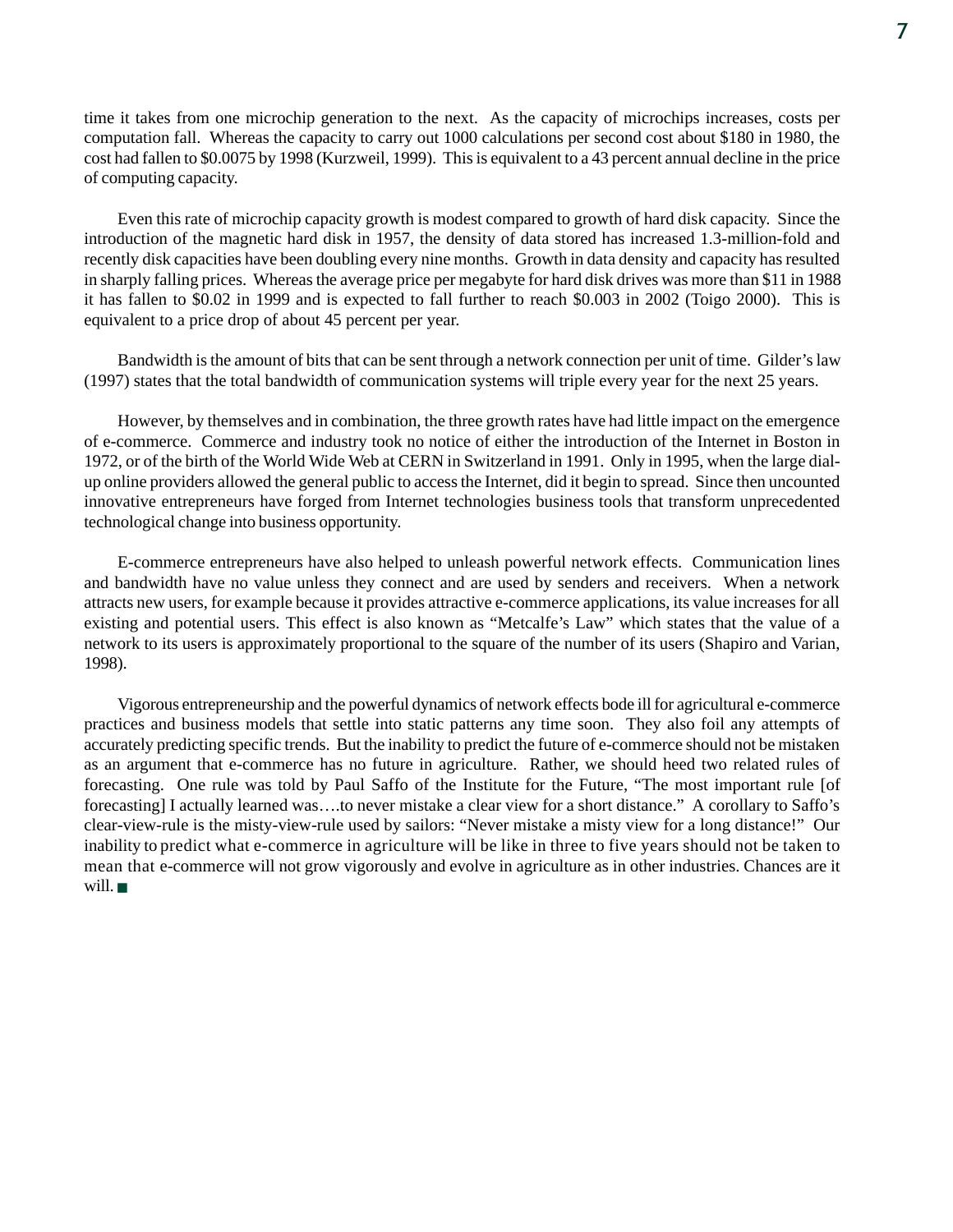time it takes from one microchip generation to the next. As the capacity of microchips increases, costs per computation fall. Whereas the capacity to carry out 1000 calculations per second cost about $180 in 1980, the cost had fallen to $0.0075 by 1998 (Kurzweil, 1999). This is equivalent to a 43 percent annual decline in the price of computing capacity.

Even this rate of microchip capacity growth is modest compared to growth of hard disk capacity. Since the introduction of the magnetic hard disk in 1957, the density of data stored has increased 1.3-million-fold and recently disk capacities have been doubling every nine months. Growth in data density and capacity has resulted in sharply falling prices. Whereas the average price per megabyte for hard disk drives was more than $11 in 1988 it has fallen to $0.02 in 1999 and is expected to fall further to reach $0.003 in 2002 (Toigo 2000). This is equivalent to a price drop of about 45 percent per year.

Bandwidth is the amount of bits that can be sent through a network connection per unit of time. Gilder's law (1997) states that the total bandwidth of communication systems will triple every year for the next 25 years.

However, by themselves and in combination, the three growth rates have had little impact on the emergence of e-commerce. Commerce and industry took no notice of either the introduction of the Internet in Boston in 1972, or of the birth of the World Wide Web at CERN in Switzerland in 1991. Only in 1995, when the large dial-up online providers allowed the general public to access the Internet, did it begin to spread. Since then uncounted innovative entrepreneurs have forged from Internet technologies business tools that transform unprecedented technological change into business opportunity.

E-commerce entrepreneurs have also helped to unleash powerful network effects. Communication lines and bandwidth have no value unless they connect and are used by senders and receivers. When a network attracts new users, for example because it provides attractive e-commerce applications, its value increases for all existing and potential users. This effect is also known as "Metcalfe's Law" which states that the value of a network to its users is approximately proportional to the square of the number of its users (Shapiro and Varian, 1998).

Vigorous entrepreneurship and the powerful dynamics of network effects bode ill for agricultural e-commerce practices and business models that settle into static patterns any time soon. They also foil any attempts of accurately predicting specific trends. But the inability to predict the future of e-commerce should not be mistaken as an argument that e-commerce has no future in agriculture. Rather, we should heed two related rules of forecasting. One rule was told by Paul Saffo of the Institute for the Future, "The most important rule [of forecasting] I actually learned was….to never mistake a clear view for a short distance." A corollary to Saffo's clear-view-rule is the misty-view-rule used by sailors: "Never mistake a misty view for a long distance!" Our inability to predict what e-commerce in agriculture will be like in three to five years should not be taken to mean that e-commerce will not grow vigorously and evolve in agriculture as in other industries. Chances are it will. ■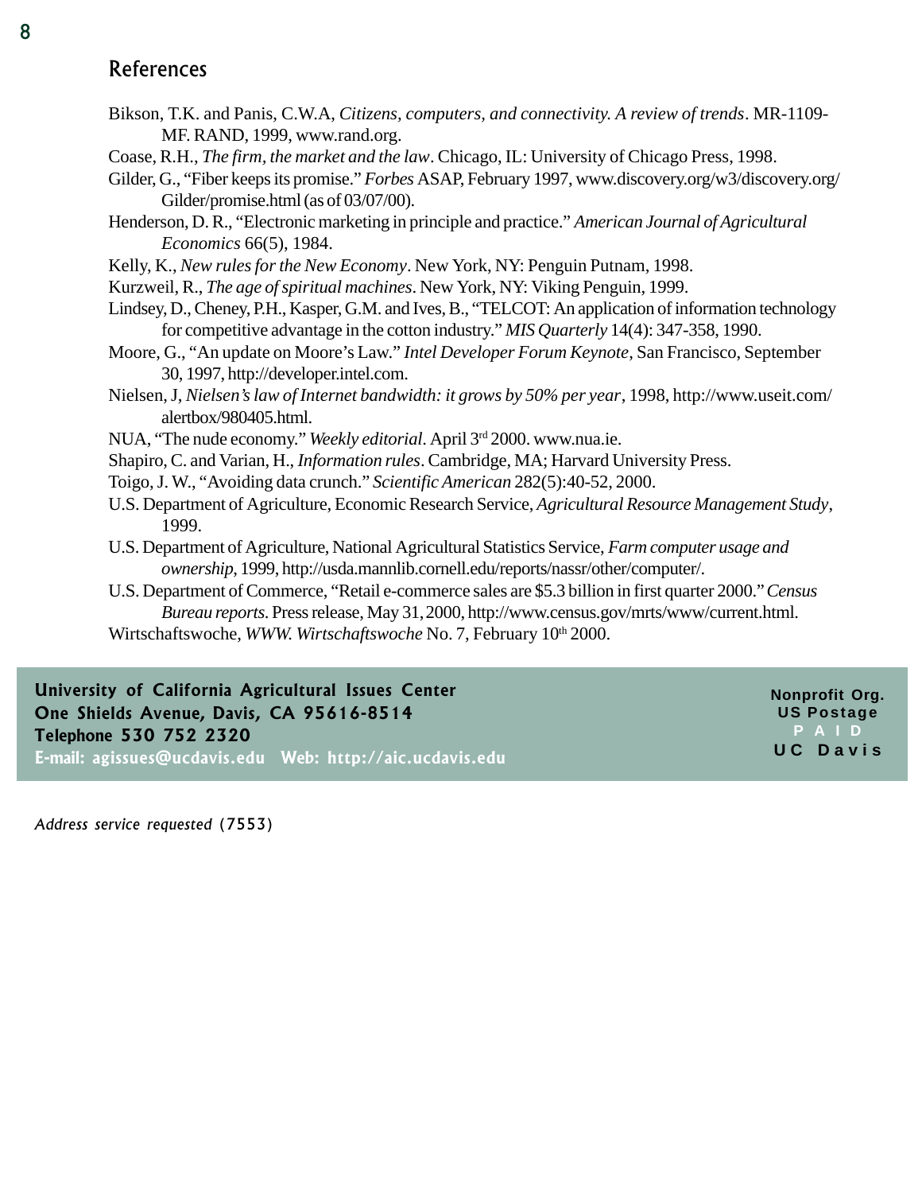## References

Bikson, T.K. and Panis, C.W.A, *Citizens, computers, and connectivity. A review of trends*. MR-1109-MF. RAND, 1999, www.rand.org.

Coase, R.H., *The firm, the market and the law*. Chicago, IL: University of Chicago Press, 1998.

Gilder, G., "Fiber keeps its promise." *Forbes* ASAP, February 1997, www.discovery.org/w3/discovery.org/Gilder/promise.html (as of 03/07/00).

Henderson, D. R., "Electronic marketing in principle and practice." *American Journal of Agricultural Economics* 66(5), 1984.

Kelly, K., *New rules for the New Economy*. New York, NY: Penguin Putnam, 1998.

Kurzweil, R., *The age of spiritual machines*. New York, NY: Viking Penguin, 1999.

Lindsey, D., Cheney, P.H., Kasper, G.M. and Ives, B., "TELCOT: An application of information technology for competitive advantage in the cotton industry." *MIS Quarterly* 14(4): 347-358, 1990.

Moore, G., "An update on Moore's Law." *Intel Developer Forum Keynote*, San Francisco, September 30, 1997, http://developer.intel.com.

Nielsen, J, *Nielsen's law of Internet bandwidth: it grows by 50% per year*, 1998, http://www.useit.com/alertbox/980405.html.

NUA, "The nude economy." *Weekly editorial*. April 3rd 2000. www.nua.ie.

Shapiro, C. and Varian, H., *Information rules*. Cambridge, MA; Harvard University Press.

Toigo, J. W., "Avoiding data crunch." *Scientific American* 282(5):40-52, 2000.

U.S. Department of Agriculture, Economic Research Service, *Agricultural Resource Management Study*, 1999.

U.S. Department of Agriculture, National Agricultural Statistics Service, *Farm computer usage and ownership*, 1999, http://usda.mannlib.cornell.edu/reports/nassr/other/computer/.

U.S. Department of Commerce, "Retail e-commerce sales are $5.3 billion in first quarter 2000." *Census Bureau reports*. Press release, May 31, 2000, http://www.census.gov/mrts/www/current.html.

Wirtschaftswoche, *WWW. Wirtschaftswoche* No. 7, February 10th 2000.

**University of California Agricultural Issues Center**
**One Shields Avenue, Davis, CA 95616-8514**
**Telephone 530 752 2320**
**E-mail: agissues@ucdavis.edu Web: http://aic.ucdavis.edu**

Nonprofit Org.
US Postage
PAID
UC Davis

*Address service requested* (7553)